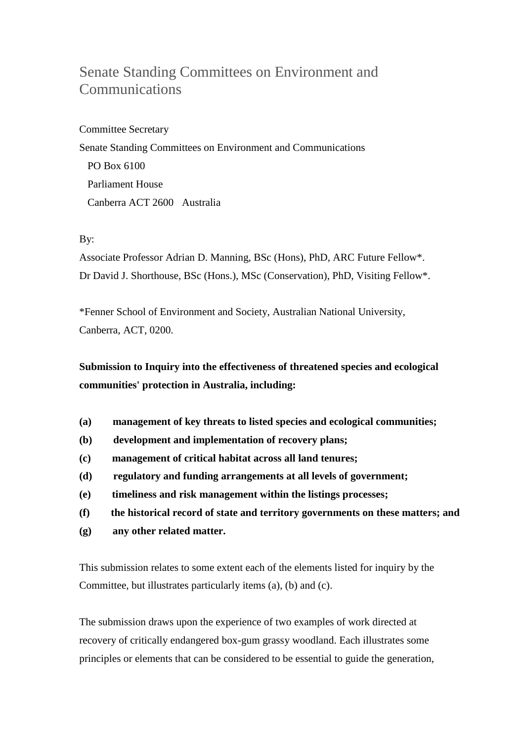# Senate Standing Committees on Environment and Communications

Committee Secretary
Senate Standing Committees on Environment and Communications
PO Box 6100
Parliament House
Canberra ACT 2600 Australia

By:
Associate Professor Adrian D. Manning, BSc (Hons), PhD, ARC Future Fellow*.
Dr David J. Shorthouse, BSc (Hons.), MSc (Conservation), PhD, Visiting Fellow*.

*Fenner School of Environment and Society, Australian National University, Canberra, ACT, 0200.

**Submission to Inquiry into the effectiveness of threatened species and ecological communities' protection in Australia, including:**

**(a) management of key threats to listed species and ecological communities;**
**(b) development and implementation of recovery plans;**
**(c) management of critical habitat across all land tenures;**
**(d) regulatory and funding arrangements at all levels of government;**
**(e) timeliness and risk management within the listings processes;**
**(f) the historical record of state and territory governments on these matters; and**
**(g) any other related matter.**

This submission relates to some extent each of the elements listed for inquiry by the Committee, but illustrates particularly items (a), (b) and (c).

The submission draws upon the experience of two examples of work directed at recovery of critically endangered box-gum grassy woodland. Each illustrates some principles or elements that can be considered to be essential to guide the generation,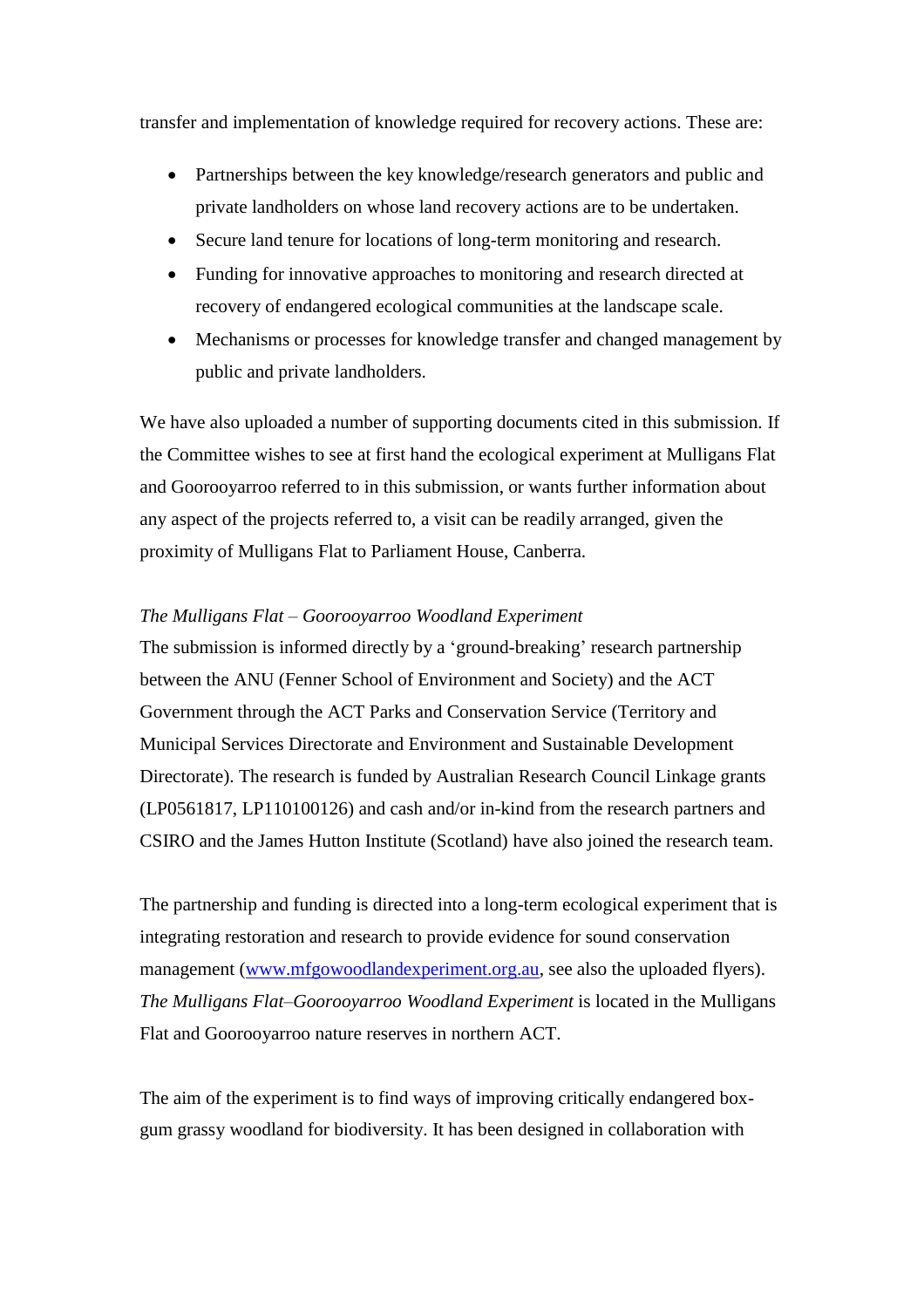transfer and implementation of knowledge required for recovery actions. These are:

- Partnerships between the key knowledge/research generators and public and private landholders on whose land recovery actions are to be undertaken.
- Secure land tenure for locations of long-term monitoring and research.
- Funding for innovative approaches to monitoring and research directed at recovery of endangered ecological communities at the landscape scale.
- Mechanisms or processes for knowledge transfer and changed management by public and private landholders.

We have also uploaded a number of supporting documents cited in this submission. If the Committee wishes to see at first hand the ecological experiment at Mulligans Flat and Goorooyarroo referred to in this submission, or wants further information about any aspect of the projects referred to, a visit can be readily arranged, given the proximity of Mulligans Flat to Parliament House, Canberra.

*The Mulligans Flat – Goorooyarroo Woodland Experiment*

The submission is informed directly by a 'ground-breaking' research partnership between the ANU (Fenner School of Environment and Society) and the ACT Government through the ACT Parks and Conservation Service (Territory and Municipal Services Directorate and Environment and Sustainable Development Directorate). The research is funded by Australian Research Council Linkage grants (LP0561817, LP110100126) and cash and/or in-kind from the research partners and CSIRO and the James Hutton Institute (Scotland) have also joined the research team.

The partnership and funding is directed into a long-term ecological experiment that is integrating restoration and research to provide evidence for sound conservation management ([www.mfgowoodlandexperiment.org.au](http://www.mfgowoodlandexperiment.org.au), see also the uploaded flyers). *The Mulligans Flat–Goorooyarroo Woodland Experiment* is located in the Mulligans Flat and Goorooyarroo nature reserves in northern ACT.

The aim of the experiment is to find ways of improving critically endangered box-gum grassy woodland for biodiversity. It has been designed in collaboration with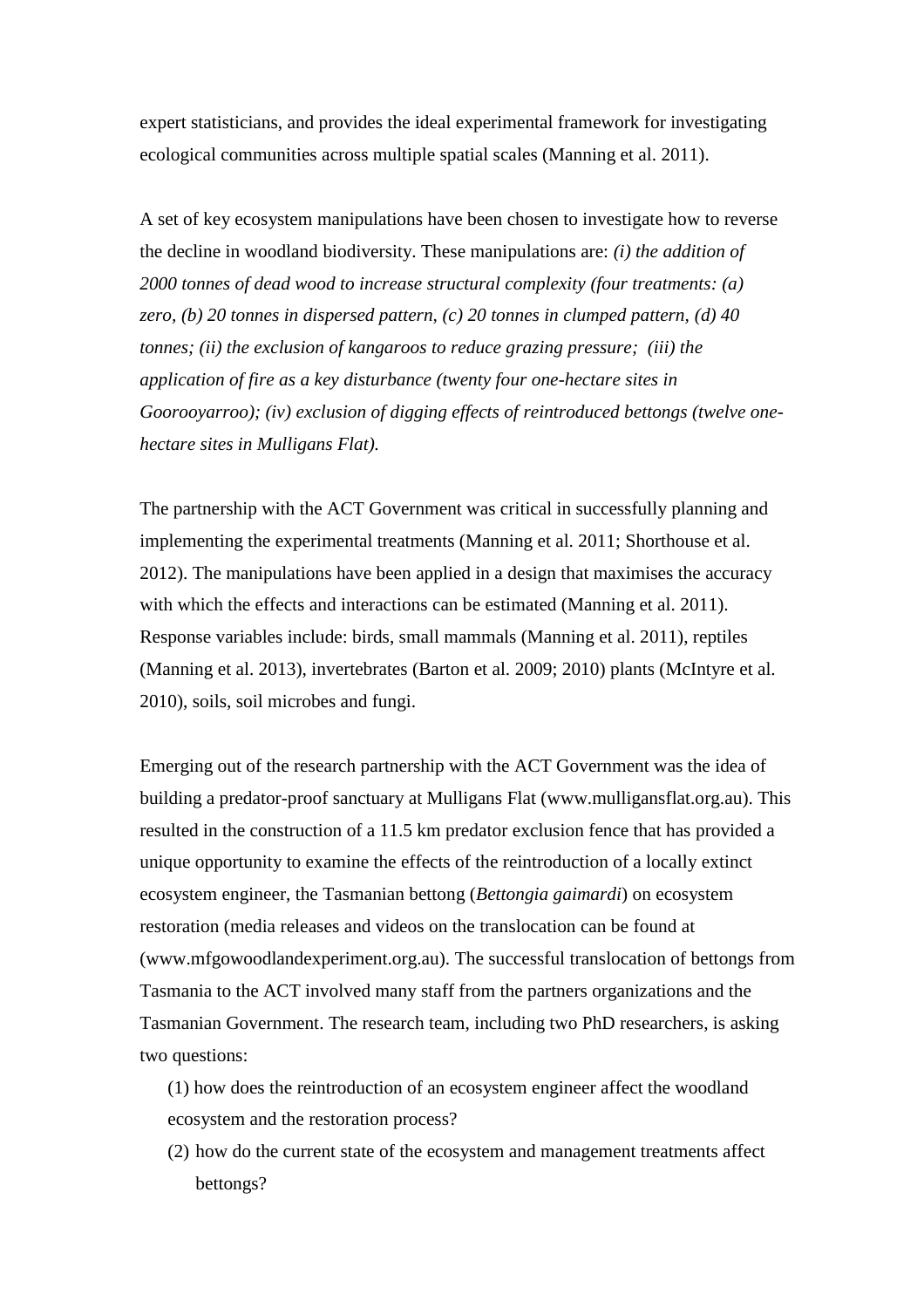expert statisticians, and provides the ideal experimental framework for investigating ecological communities across multiple spatial scales (Manning et al. 2011).

A set of key ecosystem manipulations have been chosen to investigate how to reverse the decline in woodland biodiversity. These manipulations are: *(i) the addition of 2000 tonnes of dead wood to increase structural complexity (four treatments: (a) zero, (b) 20 tonnes in dispersed pattern, (c) 20 tonnes in clumped pattern, (d) 40 tonnes; (ii) the exclusion of kangaroos to reduce grazing pressure;  (iii) the application of fire as a key disturbance (twenty four one-hectare sites in Goorooyarroo); (iv) exclusion of digging effects of reintroduced bettongs (twelve one-hectare sites in Mulligans Flat).*

The partnership with the ACT Government was critical in successfully planning and implementing the experimental treatments (Manning et al. 2011; Shorthouse et al. 2012). The manipulations have been applied in a design that maximises the accuracy with which the effects and interactions can be estimated (Manning et al. 2011). Response variables include: birds, small mammals (Manning et al. 2011), reptiles (Manning et al. 2013), invertebrates (Barton et al. 2009; 2010) plants (McIntyre et al. 2010), soils, soil microbes and fungi.

Emerging out of the research partnership with the ACT Government was the idea of building a predator-proof sanctuary at Mulligans Flat (www.mulligansflat.org.au). This resulted in the construction of a 11.5 km predator exclusion fence that has provided a unique opportunity to examine the effects of the reintroduction of a locally extinct ecosystem engineer, the Tasmanian bettong (*Bettongia gaimardi*) on ecosystem restoration (media releases and videos on the translocation can be found at (www.mfgowoodlandexperiment.org.au). The successful translocation of bettongs from Tasmania to the ACT involved many staff from the partners organizations and the Tasmanian Government. The research team, including two PhD researchers, is asking two questions:

(1) how does the reintroduction of an ecosystem engineer affect the woodland ecosystem and the restoration process?

(2) how do the current state of the ecosystem and management treatments affect bettongs?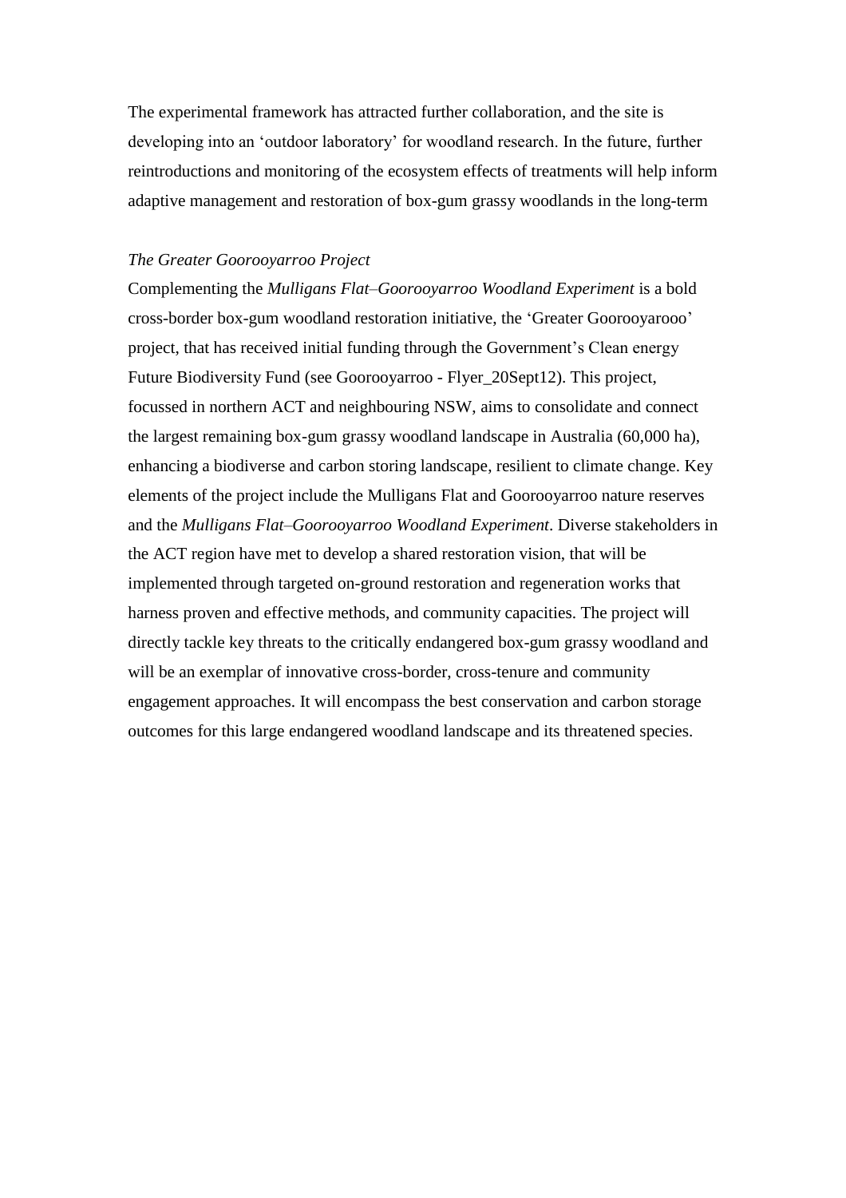The experimental framework has attracted further collaboration, and the site is developing into an 'outdoor laboratory' for woodland research. In the future, further reintroductions and monitoring of the ecosystem effects of treatments will help inform adaptive management and restoration of box-gum grassy woodlands in the long-term

*The Greater Goorooyarroo Project*

Complementing the *Mulligans Flat–Goorooyarroo Woodland Experiment* is a bold cross-border box-gum woodland restoration initiative, the 'Greater Goorooyarooo' project, that has received initial funding through the Government's Clean energy Future Biodiversity Fund (see Goorooyarroo - Flyer_20Sept12). This project, focussed in northern ACT and neighbouring NSW, aims to consolidate and connect the largest remaining box-gum grassy woodland landscape in Australia (60,000 ha), enhancing a biodiverse and carbon storing landscape, resilient to climate change. Key elements of the project include the Mulligans Flat and Goorooyarroo nature reserves and the *Mulligans Flat–Goorooyarroo Woodland Experiment*. Diverse stakeholders in the ACT region have met to develop a shared restoration vision, that will be implemented through targeted on-ground restoration and regeneration works that harness proven and effective methods, and community capacities. The project will directly tackle key threats to the critically endangered box-gum grassy woodland and will be an exemplar of innovative cross-border, cross-tenure and community engagement approaches. It will encompass the best conservation and carbon storage outcomes for this large endangered woodland landscape and its threatened species.